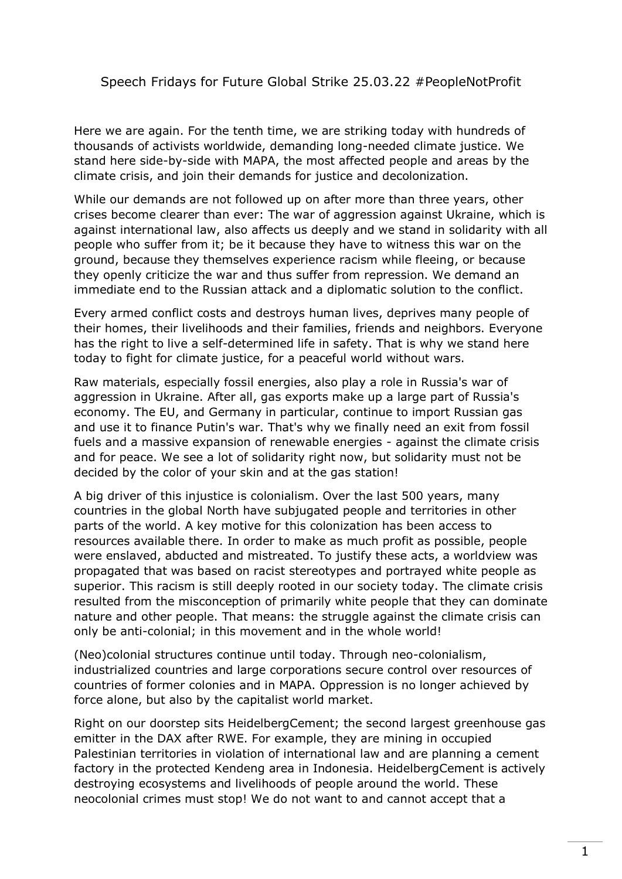# Speech Fridays for Future Global Strike 25.03.22 #PeopleNotProfit

Here we are again. For the tenth time, we are striking today with hundreds of thousands of activists worldwide, demanding long-needed climate justice. We stand here side-by-side with MAPA, the most affected people and areas by the climate crisis, and join their demands for justice and decolonization.

While our demands are not followed up on after more than three years, other crises become clearer than ever: The war of aggression against Ukraine, which is against international law, also affects us deeply and we stand in solidarity with all people who suffer from it; be it because they have to witness this war on the ground, because they themselves experience racism while fleeing, or because they openly criticize the war and thus suffer from repression. We demand an immediate end to the Russian attack and a diplomatic solution to the conflict.

Every armed conflict costs and destroys human lives, deprives many people of their homes, their livelihoods and their families, friends and neighbors. Everyone has the right to live a self-determined life in safety. That is why we stand here today to fight for climate justice, for a peaceful world without wars.

Raw materials, especially fossil energies, also play a role in Russia's war of aggression in Ukraine. After all, gas exports make up a large part of Russia's economy. The EU, and Germany in particular, continue to import Russian gas and use it to finance Putin's war. That's why we finally need an exit from fossil fuels and a massive expansion of renewable energies - against the climate crisis and for peace. We see a lot of solidarity right now, but solidarity must not be decided by the color of your skin and at the gas station!

A big driver of this injustice is colonialism. Over the last 500 years, many countries in the global North have subjugated people and territories in other parts of the world. A key motive for this colonization has been access to resources available there. In order to make as much profit as possible, people were enslaved, abducted and mistreated. To justify these acts, a worldview was propagated that was based on racist stereotypes and portrayed white people as superior. This racism is still deeply rooted in our society today. The climate crisis resulted from the misconception of primarily white people that they can dominate nature and other people. That means: the struggle against the climate crisis can only be anti-colonial; in this movement and in the whole world!

(Neo)colonial structures continue until today. Through neo-colonialism, industrialized countries and large corporations secure control over resources of countries of former colonies and in MAPA. Oppression is no longer achieved by force alone, but also by the capitalist world market.

Right on our doorstep sits HeidelbergCement; the second largest greenhouse gas emitter in the DAX after RWE. For example, they are mining in occupied Palestinian territories in violation of international law and are planning a cement factory in the protected Kendeng area in Indonesia. HeidelbergCement is actively destroying ecosystems and livelihoods of people around the world. These neocolonial crimes must stop! We do not want to and cannot accept that a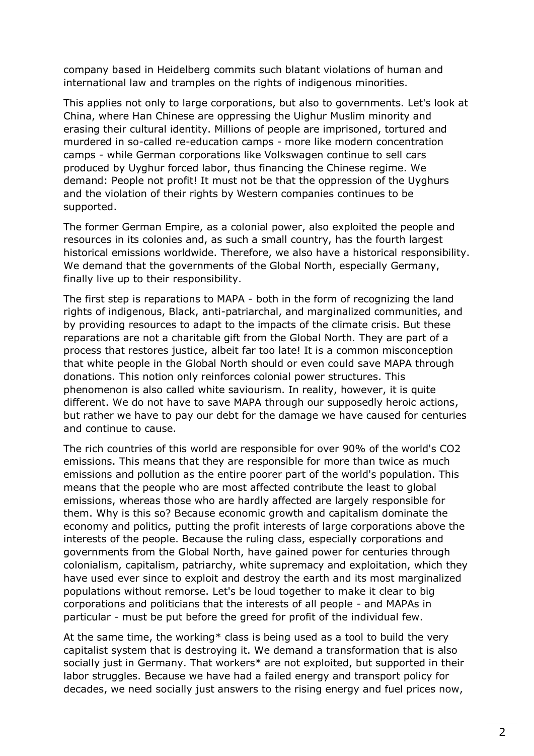company based in Heidelberg commits such blatant violations of human and international law and tramples on the rights of indigenous minorities.

This applies not only to large corporations, but also to governments. Let's look at China, where Han Chinese are oppressing the Uighur Muslim minority and erasing their cultural identity. Millions of people are imprisoned, tortured and murdered in so-called re-education camps - more like modern concentration camps - while German corporations like Volkswagen continue to sell cars produced by Uyghur forced labor, thus financing the Chinese regime. We demand: People not profit! It must not be that the oppression of the Uyghurs and the violation of their rights by Western companies continues to be supported.

The former German Empire, as a colonial power, also exploited the people and resources in its colonies and, as such a small country, has the fourth largest historical emissions worldwide. Therefore, we also have a historical responsibility. We demand that the governments of the Global North, especially Germany, finally live up to their responsibility.

The first step is reparations to MAPA - both in the form of recognizing the land rights of indigenous, Black, anti-patriarchal, and marginalized communities, and by providing resources to adapt to the impacts of the climate crisis. But these reparations are not a charitable gift from the Global North. They are part of a process that restores justice, albeit far too late! It is a common misconception that white people in the Global North should or even could save MAPA through donations. This notion only reinforces colonial power structures. This phenomenon is also called white saviourism. In reality, however, it is quite different. We do not have to save MAPA through our supposedly heroic actions, but rather we have to pay our debt for the damage we have caused for centuries and continue to cause.

The rich countries of this world are responsible for over 90% of the world's $CO_2$ emissions. This means that they are responsible for more than twice as much emissions and pollution as the entire poorer part of the world's population. This means that the people who are most affected contribute the least to global emissions, whereas those who are hardly affected are largely responsible for them. Why is this so? Because economic growth and capitalism dominate the economy and politics, putting the profit interests of large corporations above the interests of the people. Because the ruling class, especially corporations and governments from the Global North, have gained power for centuries through colonialism, capitalism, patriarchy, white supremacy and exploitation, which they have used ever since to exploit and destroy the earth and its most marginalized populations without remorse. Let's be loud together to make it clear to big corporations and politicians that the interests of all people - and MAPAs in particular - must be put before the greed for profit of the individual few.

At the same time, the working* class is being used as a tool to build the very capitalist system that is destroying it. We demand a transformation that is also socially just in Germany. That workers* are not exploited, but supported in their labor struggles. Because we have had a failed energy and transport policy for decades, we need socially just answers to the rising energy and fuel prices now,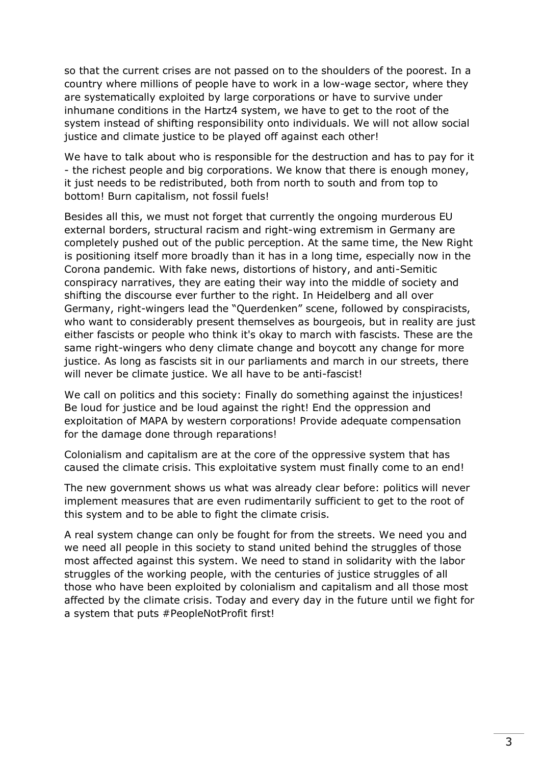so that the current crises are not passed on to the shoulders of the poorest. In a country where millions of people have to work in a low-wage sector, where they are systematically exploited by large corporations or have to survive under inhumane conditions in the Hartz4 system, we have to get to the root of the system instead of shifting responsibility onto individuals. We will not allow social justice and climate justice to be played off against each other!

We have to talk about who is responsible for the destruction and has to pay for it - the richest people and big corporations. We know that there is enough money, it just needs to be redistributed, both from north to south and from top to bottom! Burn capitalism, not fossil fuels!

Besides all this, we must not forget that currently the ongoing murderous EU external borders, structural racism and right-wing extremism in Germany are completely pushed out of the public perception. At the same time, the New Right is positioning itself more broadly than it has in a long time, especially now in the Corona pandemic. With fake news, distortions of history, and anti-Semitic conspiracy narratives, they are eating their way into the middle of society and shifting the discourse ever further to the right. In Heidelberg and all over Germany, right-wingers lead the "Querdenken" scene, followed by conspiracists, who want to considerably present themselves as bourgeois, but in reality are just either fascists or people who think it's okay to march with fascists. These are the same right-wingers who deny climate change and boycott any change for more justice. As long as fascists sit in our parliaments and march in our streets, there will never be climate justice. We all have to be anti-fascist!

We call on politics and this society: Finally do something against the injustices! Be loud for justice and be loud against the right! End the oppression and exploitation of MAPA by western corporations! Provide adequate compensation for the damage done through reparations!

Colonialism and capitalism are at the core of the oppressive system that has caused the climate crisis. This exploitative system must finally come to an end!

The new government shows us what was already clear before: politics will never implement measures that are even rudimentarily sufficient to get to the root of this system and to be able to fight the climate crisis.

A real system change can only be fought for from the streets. We need you and we need all people in this society to stand united behind the struggles of those most affected against this system. We need to stand in solidarity with the labor struggles of the working people, with the centuries of justice struggles of all those who have been exploited by colonialism and capitalism and all those most affected by the climate crisis. Today and every day in the future until we fight for a system that puts #PeopleNotProfit first!